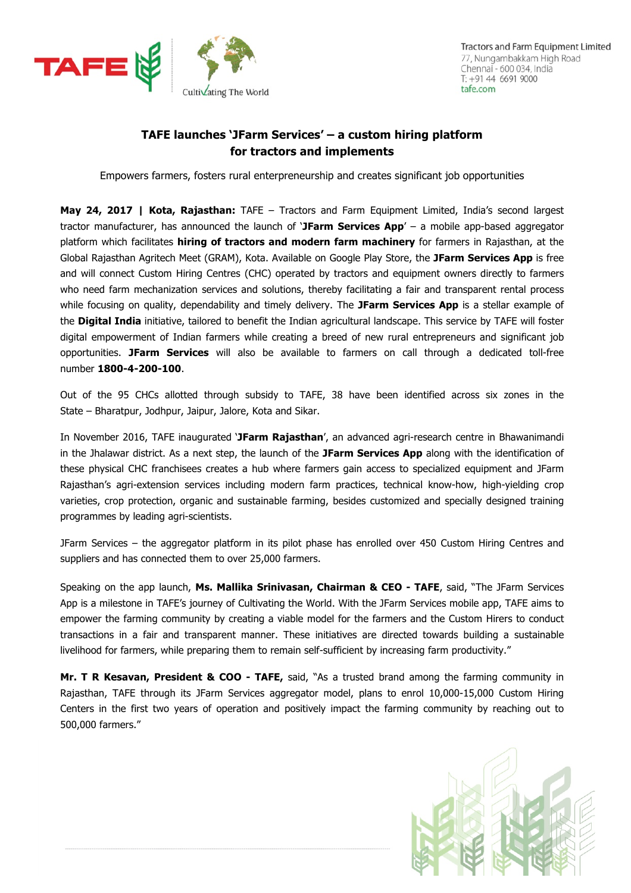Tractors and Farm Equipment Limited
77, Nungambakkam High Road
Chennai - 600 034, India
T: +91 44 6691 9000
tafe.com

# TAFE launches 'JFarm Services' – a custom hiring platform for tractors and implements

Empowers farmers, fosters rural enterpreneurship and creates significant job opportunities

**May 24, 2017 | Kota, Rajasthan:** TAFE – Tractors and Farm Equipment Limited, India's second largest tractor manufacturer, has announced the launch of '**JFarm Services App**' – a mobile app-based aggregator platform which facilitates **hiring of tractors and modern farm machinery** for farmers in Rajasthan, at the Global Rajasthan Agritech Meet (GRAM), Kota. Available on Google Play Store, the **JFarm Services App** is free and will connect Custom Hiring Centres (CHC) operated by tractors and equipment owners directly to farmers who need farm mechanization services and solutions, thereby facilitating a fair and transparent rental process while focusing on quality, dependability and timely delivery. The **JFarm Services App** is a stellar example of the **Digital India** initiative, tailored to benefit the Indian agricultural landscape. This service by TAFE will foster digital empowerment of Indian farmers while creating a breed of new rural entrepreneurs and significant job opportunities. **JFarm Services** will also be available to farmers on call through a dedicated toll-free number **1800-4-200-100**.

Out of the 95 CHCs allotted through subsidy to TAFE, 38 have been identified across six zones in the State – Bharatpur, Jodhpur, Jaipur, Jalore, Kota and Sikar.

In November 2016, TAFE inaugurated '**JFarm Rajasthan**', an advanced agri-research centre in Bhawanimandi in the Jhalawar district. As a next step, the launch of the **JFarm Services App** along with the identification of these physical CHC franchisees creates a hub where farmers gain access to specialized equipment and JFarm Rajasthan's agri-extension services including modern farm practices, technical know-how, high-yielding crop varieties, crop protection, organic and sustainable farming, besides customized and specially designed training programmes by leading agri-scientists.

JFarm Services – the aggregator platform in its pilot phase has enrolled over 450 Custom Hiring Centres and suppliers and has connected them to over 25,000 farmers.

Speaking on the app launch, **Ms. Mallika Srinivasan, Chairman & CEO - TAFE**, said, "The JFarm Services App is a milestone in TAFE's journey of Cultivating the World. With the JFarm Services mobile app, TAFE aims to empower the farming community by creating a viable model for the farmers and the Custom Hirers to conduct transactions in a fair and transparent manner. These initiatives are directed towards building a sustainable livelihood for farmers, while preparing them to remain self-sufficient by increasing farm productivity."

**Mr. T R Kesavan, President & COO - TAFE,** said, "As a trusted brand among the farming community in Rajasthan, TAFE through its JFarm Services aggregator model, plans to enrol 10,000-15,000 Custom Hiring Centers in the first two years of operation and positively impact the farming community by reaching out to 500,000 farmers."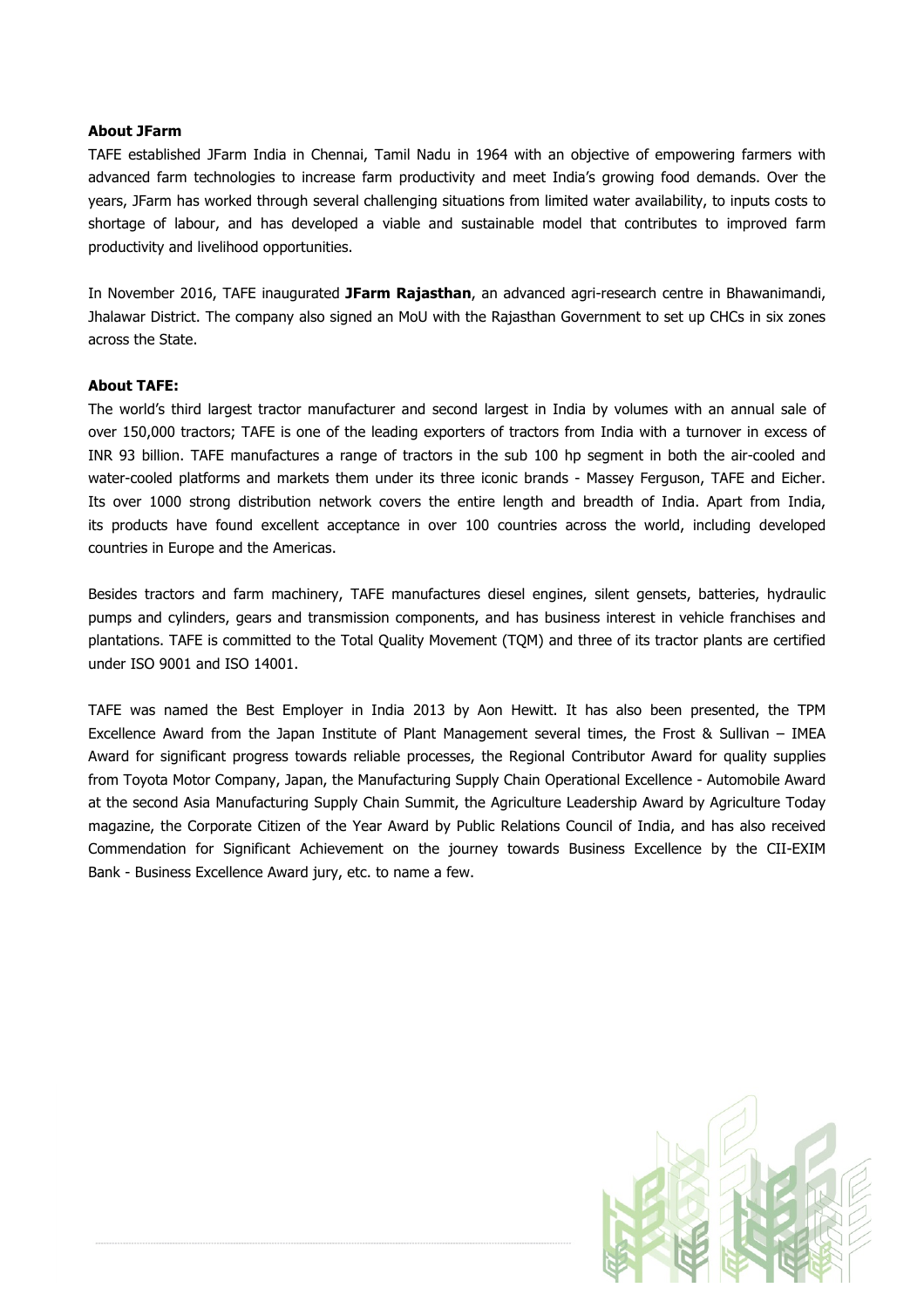**About JFarm**

TAFE established JFarm India in Chennai, Tamil Nadu in 1964 with an objective of empowering farmers with advanced farm technologies to increase farm productivity and meet India's growing food demands. Over the years, JFarm has worked through several challenging situations from limited water availability, to inputs costs to shortage of labour, and has developed a viable and sustainable model that contributes to improved farm productivity and livelihood opportunities.

In November 2016, TAFE inaugurated **JFarm Rajasthan**, an advanced agri-research centre in Bhawanimandi, Jhalawar District. The company also signed an MoU with the Rajasthan Government to set up CHCs in six zones across the State.

**About TAFE:**

The world's third largest tractor manufacturer and second largest in India by volumes with an annual sale of over 150,000 tractors; TAFE is one of the leading exporters of tractors from India with a turnover in excess of INR 93 billion. TAFE manufactures a range of tractors in the sub 100 hp segment in both the air-cooled and water-cooled platforms and markets them under its three iconic brands - Massey Ferguson, TAFE and Eicher. Its over 1000 strong distribution network covers the entire length and breadth of India. Apart from India, its products have found excellent acceptance in over 100 countries across the world, including developed countries in Europe and the Americas.

Besides tractors and farm machinery, TAFE manufactures diesel engines, silent gensets, batteries, hydraulic pumps and cylinders, gears and transmission components, and has business interest in vehicle franchises and plantations. TAFE is committed to the Total Quality Movement (TQM) and three of its tractor plants are certified under ISO 9001 and ISO 14001.

TAFE was named the Best Employer in India 2013 by Aon Hewitt. It has also been presented, the TPM Excellence Award from the Japan Institute of Plant Management several times, the Frost & Sullivan – IMEA Award for significant progress towards reliable processes, the Regional Contributor Award for quality supplies from Toyota Motor Company, Japan, the Manufacturing Supply Chain Operational Excellence - Automobile Award at the second Asia Manufacturing Supply Chain Summit, the Agriculture Leadership Award by Agriculture Today magazine, the Corporate Citizen of the Year Award by Public Relations Council of India, and has also received Commendation for Significant Achievement on the journey towards Business Excellence by the CII-EXIM Bank - Business Excellence Award jury, etc. to name a few.